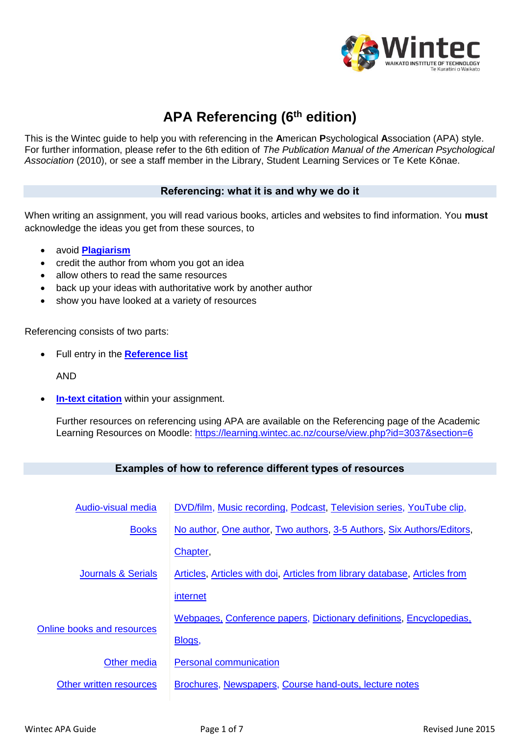# APA Referencing (6th edition)

This is the Wintec guide to help you with referencing in the **A**merican **P**sychological **A**ssociation (APA) style. For further information, please refer to the 6th edition of *The Publication Manual of the American Psychological Association* (2010), or see a staff member in the Library, Student Learning Services or Te Kete Kōnae.

## Referencing: what it is and why we do it

When writing an assignment, you will read various books, articles and websites to find information. You **must** acknowledge the ideas you get from these sources, to

- avoid **Plagiarism**
- credit the author from whom you got an idea
- allow others to read the same resources
- back up your ideas with authoritative work by another author
- show you have looked at a variety of resources

Referencing consists of two parts:

- Full entry in the **Reference list**

  AND

- **In-text citation** within your assignment.

  Further resources on referencing using APA are available on the Referencing page of the Academic Learning Resources on Moodle: https://learning.wintec.ac.nz/course/view.php?id=3037&section=6

## Examples of how to reference different types of resources

| | |
|---|---|
| Audio-visual media | DVD/film, Music recording, Podcast, Television series, YouTube clip, |
| Books | No author, One author, Two authors, 3-5 Authors, Six Authors/Editors, Chapter, |
| Journals & Serials | Articles, Articles with doi, Articles from library database, Articles from internet |
| Online books and resources | Webpages, Conference papers, Dictionary definitions, Encyclopedias, Blogs, |
| Other media | Personal communication |
| Other written resources | Brochures, Newspapers, Course hand-outs, lecture notes |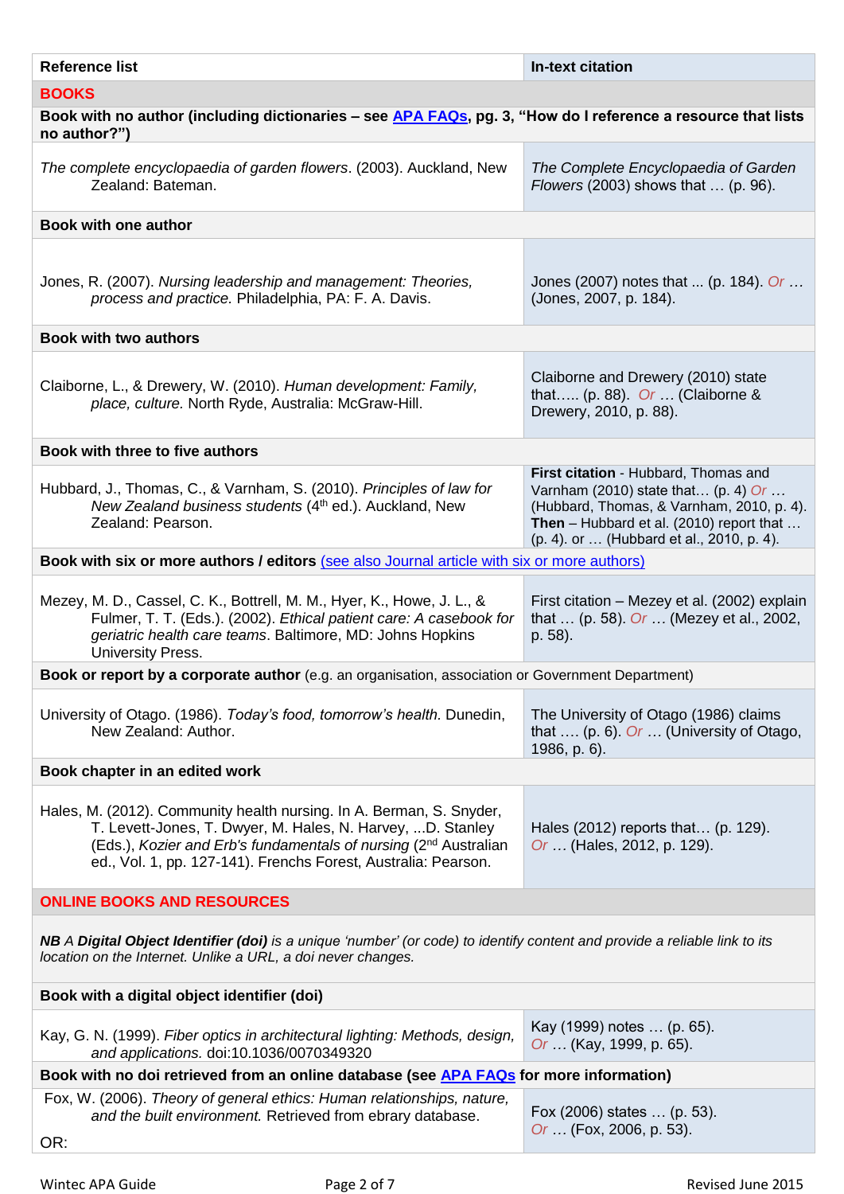| Reference list | In-text citation |
|---|---|
| **BOOKS** | |
| **Book with no author (including dictionaries – see APA FAQs, pg. 3, "How do I reference a resource that lists no author?")** | |
| *The complete encyclopaedia of garden flowers*. (2003). Auckland, New Zealand: Bateman. | *The Complete Encyclopaedia of Garden Flowers* (2003) shows that … (p. 96). |
| **Book with one author** | |
| Jones, R. (2007). *Nursing leadership and management: Theories, process and practice.* Philadelphia, PA: F. A. Davis. | Jones (2007) notes that ... (p. 184). Or … (Jones, 2007, p. 184). |
| **Book with two authors** | |
| Claiborne, L., & Drewery, W. (2010). *Human development: Family, place, culture.* North Ryde, Australia: McGraw-Hill. | Claiborne and Drewery (2010) state that….. (p. 88). Or … (Claiborne & Drewery, 2010, p. 88). |
| **Book with three to five authors** | |
| Hubbard, J., Thomas, C., & Varnham, S. (2010). *Principles of law for New Zealand business students* (4th ed.). Auckland, New Zealand: Pearson. | **First citation** - Hubbard, Thomas and Varnham (2010) state that… (p. 4) Or … (Hubbard, Thomas, & Varnham, 2010, p. 4). **Then** – Hubbard et al. (2010) report that … (p. 4). or … (Hubbard et al., 2010, p. 4). |
| **Book with six or more authors / editors** (see also Journal article with six or more authors) | |
| Mezey, M. D., Cassel, C. K., Bottrell, M. M., Hyer, K., Howe, J. L., & Fulmer, T. T. (Eds.). (2002). *Ethical patient care: A casebook for geriatric health care teams*. Baltimore, MD: Johns Hopkins University Press. | First citation – Mezey et al. (2002) explain that … (p. 58). Or … (Mezey et al., 2002, p. 58). |
| **Book or report by a corporate author** (e.g. an organisation, association or Government Department) | |
| University of Otago. (1986). *Today's food, tomorrow's health.* Dunedin, New Zealand: Author. | The University of Otago (1986) claims that …. (p. 6). Or … (University of Otago, 1986, p. 6). |
| **Book chapter in an edited work** | |
| Hales, M. (2012). Community health nursing. In A. Berman, S. Snyder, T. Levett-Jones, T. Dwyer, M. Hales, N. Harvey, ...D. Stanley (Eds.), *Kozier and Erb's fundamentals of nursing* (2nd Australian ed., Vol. 1, pp. 127-141). Frenchs Forest, Australia: Pearson. | Hales (2012) reports that… (p. 129). Or … (Hales, 2012, p. 129). |
| **ONLINE BOOKS AND RESOURCES** | |
| ***NB** A **Digital Object Identifier (doi)** is a unique 'number' (or code) to identify content and provide a reliable link to its location on the Internet. Unlike a URL, a doi never changes.* | |
| **Book with a digital object identifier (doi)** | |
| Kay, G. N. (1999). *Fiber optics in architectural lighting: Methods, design, and applications.* doi:10.1036/0070349320 | Kay (1999) notes … (p. 65). Or … (Kay, 1999, p. 65). |
| **Book with no doi retrieved from an online database (see APA FAQs for more information)** | |
| Fox, W. (2006). *Theory of general ethics: Human relationships, nature, and the built environment.* Retrieved from ebrary database. OR: | Fox (2006) states … (p. 53). Or … (Fox, 2006, p. 53). |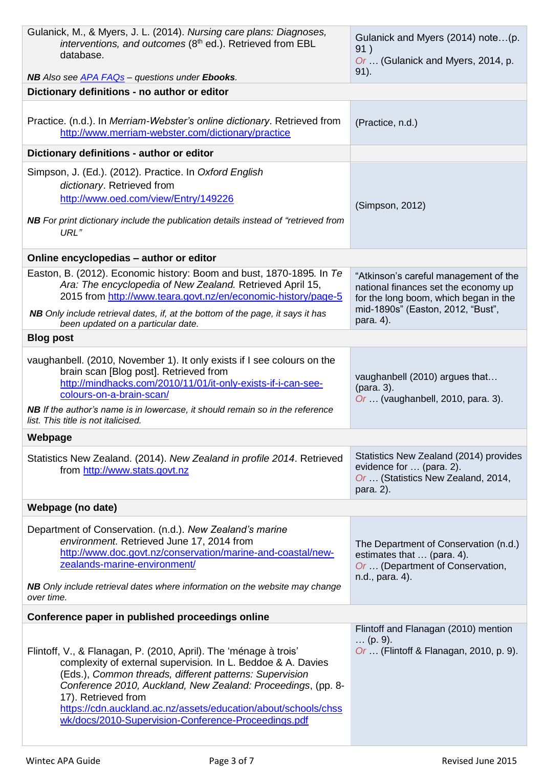| Reference | In-text citation |
|---|---|
| Gulanick, M., & Myers, J. L. (2014). *Nursing care plans: Diagnoses, interventions, and outcomes* (8th ed.). Retrieved from EBL database.<br><br>***NB*** *Also see* *APA FAQs – questions under **Ebooks**.* | Gulanick and Myers (2014) note…(p. 91 )<br>*Or* … (Gulanick and Myers, 2014, p. 91). |
| **Dictionary definitions - no author or editor** | |
| Practice. (n.d.). In *Merriam-Webster's online dictionary*. Retrieved from http://www.merriam-webster.com/dictionary/practice | (Practice, n.d.) |
| **Dictionary definitions - author or editor** | |
| Simpson, J. (Ed.). (2012). Practice. In *Oxford English dictionary*. Retrieved from http://www.oed.com/view/Entry/149226<br><br>***NB*** *For print dictionary include the publication details instead of "retrieved from URL"* | (Simpson, 2012) |
| **Online encyclopedias – author or editor** | |
| Easton, B. (2012). Economic history: Boom and bust, 1870-1895*.* In *Te Ara: The encyclopedia of New Zealand.* Retrieved April 15, 2015 from http://www.teara.govt.nz/en/economic-history/page-5<br>***NB*** *Only include retrieval dates, if, at the bottom of the page, it says it has been updated on a particular date.* | "Atkinson's careful management of the national finances set the economy up for the long boom, which began in the mid-1890s" (Easton, 2012, "Bust", para. 4). |
| **Blog post** | |
| vaughanbell. (2010, November 1). It only exists if I see colours on the brain scan [Blog post]. Retrieved from http://mindhacks.com/2010/11/01/it-only-exists-if-i-can-see-colours-on-a-brain-scan/<br>***NB*** *If the author's name is in lowercase, it should remain so in the reference list. This title is not italicised.* | vaughanbell (2010) argues that… (para. 3).<br>*Or* … (vaughanbell, 2010, para. 3). |
| **Webpage** | |
| Statistics New Zealand. (2014). *New Zealand in profile 2014*. Retrieved from http://www.stats.govt.nz | Statistics New Zealand (2014) provides evidence for … (para. 2).<br>*Or* … (Statistics New Zealand, 2014, para. 2). |
| **Webpage (no date)** | |
| Department of Conservation. (n.d.). *New Zealand's marine environment.* Retrieved June 17, 2014 from http://www.doc.govt.nz/conservation/marine-and-coastal/new-zealands-marine-environment/<br><br>***NB*** *Only include retrieval dates where information on the website may change over time.* | The Department of Conservation (n.d.) estimates that … (para. 4).<br>*Or* … (Department of Conservation, n.d., para. 4). |
| **Conference paper in published proceedings online** | |
| Flintoff, V., & Flanagan, P. (2010, April). The 'ménage à trois' complexity of external supervision*.* In L. Beddoe & A. Davies (Eds.), *Common threads, different patterns: Supervision Conference 2010, Auckland, New Zealand: Proceedings*, (pp. 8-17). Retrieved from https://cdn.auckland.ac.nz/assets/education/about/schools/chsswk/docs/2010-Supervision-Conference-Proceedings.pdf | Flintoff and Flanagan (2010) mention … (p. 9).<br>*Or* … (Flintoff & Flanagan, 2010, p. 9). |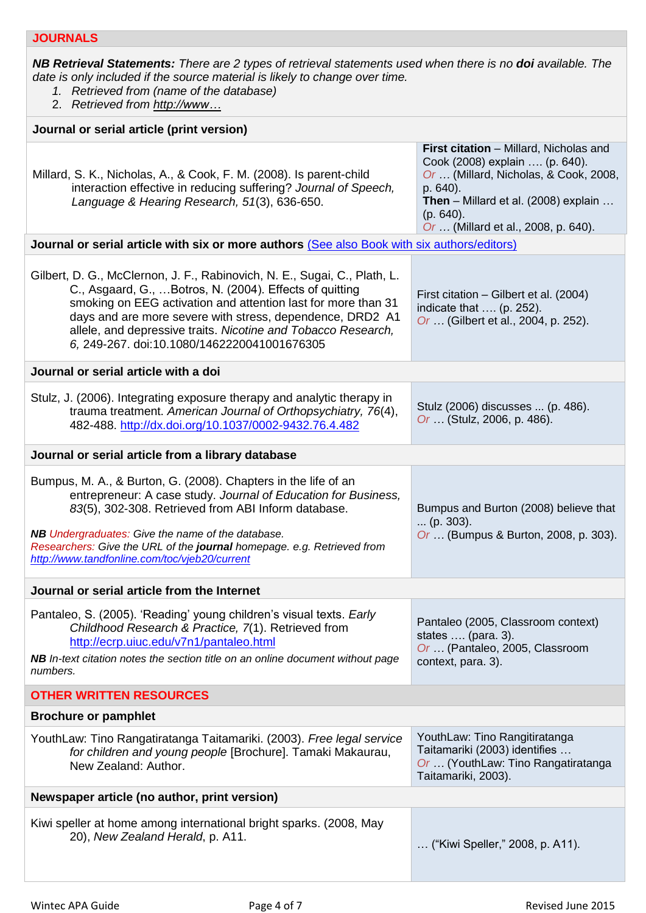## JOURNALS

***NB Retrieval Statements:*** *There are 2 types of retrieval statements used when there is no **doi** available. The date is only included if the source material is likely to change over time.*

1. *Retrieved from (name of the database)*
2. *Retrieved from http://www…*

### Journal or serial article (print version)

| Reference | In-text citation |
|---|---|
| Millard, S. K., Nicholas, A., & Cook, F. M. (2008). Is parent-child interaction effective in reducing suffering? *Journal of Speech, Language & Hearing Research, 51*(3), 636-650. | **First citation** – Millard, Nicholas and Cook (2008) explain …. (p. 640). *Or* … (Millard, Nicholas, & Cook, 2008, p. 640). **Then** – Millard et al. (2008) explain … (p. 640). *Or* … (Millard et al., 2008, p. 640). |

### Journal or serial article with six or more authors (See also Book with six authors/editors)

| Reference | In-text citation |
|---|---|
| Gilbert, D. G., McClernon, J. F., Rabinovich, N. E., Sugai, C., Plath, L. C., Asgaard, G., …Botros, N. (2004). Effects of quitting smoking on EEG activation and attention last for more than 31 days and are more severe with stress, dependence, DRD2 A1 allele, and depressive traits. *Nicotine and Tobacco Research, 6,* 249-267. doi:10.1080/14622200410001676305 | First citation – Gilbert et al. (2004) indicate that …. (p. 252). *Or* … (Gilbert et al., 2004, p. 252). |

### Journal or serial article with a doi

| Reference | In-text citation |
|---|---|
| Stulz, J. (2006). Integrating exposure therapy and analytic therapy in trauma treatment. *American Journal of Orthopsychiatry, 76*(4), 482-488. http://dx.doi.org/10.1037/0002-9432.76.4.482 | Stulz (2006) discusses ... (p. 486). *Or* … (Stulz, 2006, p. 486). |

### Journal or serial article from a library database

| Reference | In-text citation |
|---|---|
| Bumpus, M. A., & Burton, G. (2008). Chapters in the life of an entrepreneur: A case study. *Journal of Education for Business, 83*(5), 302-308. Retrieved from ABI Inform database. <br><br> ***NB** Undergraduates: Give the name of the database.* <br> *Researchers: Give the URL of the **journal** homepage. e.g. Retrieved from http://www.tandfonline.com/toc/vjeb20/current* | Bumpus and Burton (2008) believe that ... (p. 303). *Or* … (Bumpus & Burton, 2008, p. 303). |

### Journal or serial article from the Internet

| Reference | In-text citation |
|---|---|
| Pantaleo, S. (2005). 'Reading' young children's visual texts. *Early Childhood Research & Practice, 7*(1). Retrieved from http://ecrp.uiuc.edu/v7n1/pantaleo.html <br><br> ***NB** In-text citation notes the section title on an online document without page numbers.* | Pantaleo (2005, Classroom context) states …. (para. 3). *Or* … (Pantaleo, 2005, Classroom context, para. 3). |

## OTHER WRITTEN RESOURCES

### Brochure or pamphlet

| Reference | In-text citation |
|---|---|
| YouthLaw: Tino Rangatiratanga Taitamariki. (2003). *Free legal service for children and young people* [Brochure]. Tamaki Makaurau, New Zealand: Author. | YouthLaw: Tino Rangitiratanga Taitamariki (2003) identifies … *Or* … (YouthLaw: Tino Rangatiratanga Taitamariki, 2003). |

### Newspaper article (no author, print version)

| Reference | In-text citation |
|---|---|
| Kiwi speller at home among international bright sparks. (2008, May 20), *New Zealand Herald*, p. A11. | … ("Kiwi Speller," 2008, p. A11). |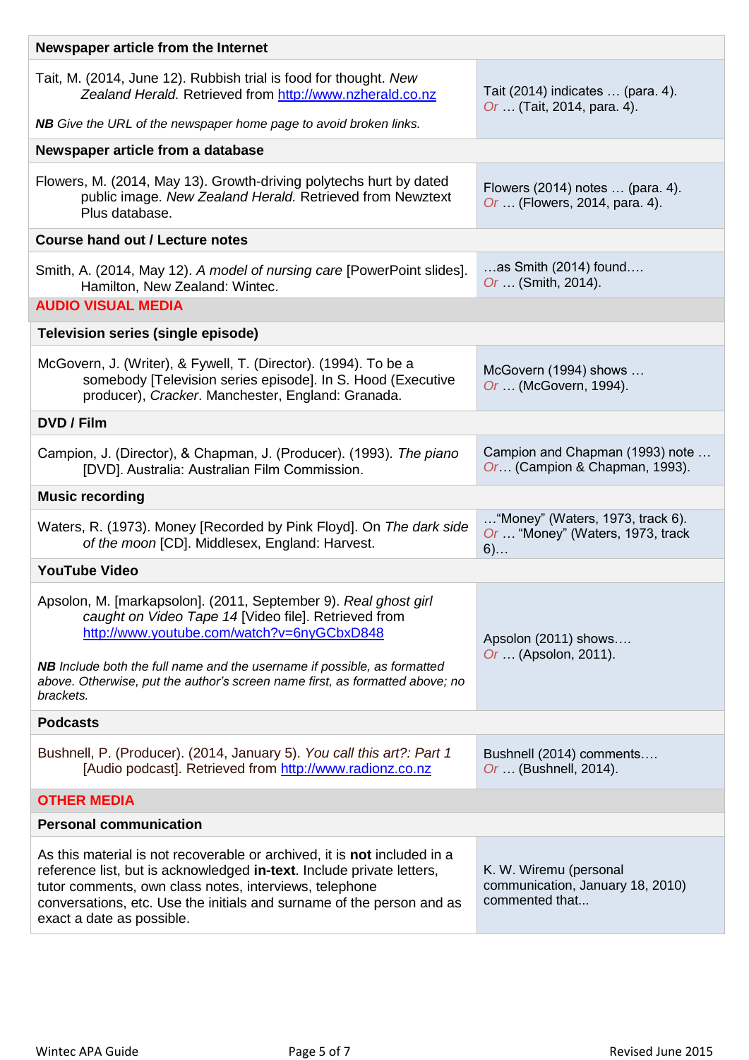| Newspaper article from the Internet | |
|---|---|
| Tait, M. (2014, June 12). Rubbish trial is food for thought. *New Zealand Herald.* Retrieved from http://www.nzherald.co.nz<br><br>***NB*** *Give the URL of the newspaper home page to avoid broken links.* | Tait (2014) indicates … (para. 4).<br>*Or* … (Tait, 2014, para. 4). |
| **Newspaper article from a database** | |
| Flowers, M. (2014, May 13). Growth-driving polytechs hurt by dated public image. *New Zealand Herald.* Retrieved from Newztext Plus database. | Flowers (2014) notes … (para. 4).<br>*Or* … (Flowers, 2014, para. 4). |
| **Course hand out / Lecture notes** | |
| Smith, A. (2014, May 12). *A model of nursing care* [PowerPoint slides]. Hamilton, New Zealand: Wintec. | …as Smith (2014) found….<br>*Or* … (Smith, 2014). |
| **AUDIO VISUAL MEDIA** | |
| **Television series (single episode)** | |
| McGovern, J. (Writer), & Fywell, T. (Director). (1994). To be a somebody [Television series episode]. In S. Hood (Executive producer), *Cracker*. Manchester, England: Granada. | McGovern (1994) shows …<br>*Or* … (McGovern, 1994). |
| **DVD / Film** | |
| Campion, J. (Director), & Chapman, J. (Producer). (1993). *The piano* [DVD]. Australia: Australian Film Commission. | Campion and Chapman (1993) note …<br>*Or*… (Campion & Chapman, 1993). |
| **Music recording** | |
| Waters, R. (1973). Money [Recorded by Pink Floyd]. On *The dark side of the moon* [CD]. Middlesex, England: Harvest. | …"Money" (Waters, 1973, track 6).<br>*Or* … "Money" (Waters, 1973, track 6)… |
| **YouTube Video** | |
| Apsolon, M. [markapsolon]. (2011, September 9). *Real ghost girl caught on Video Tape 14* [Video file]. Retrieved from http://www.youtube.com/watch?v=6nyGCbxD848<br><br>***NB*** *Include both the full name and the username if possible, as formatted above. Otherwise, put the author's screen name first, as formatted above; no brackets.* | Apsolon (2011) shows….<br>*Or* … (Apsolon, 2011). |
| **Podcasts** | |
| Bushnell, P. (Producer). (2014, January 5). *You call this art?: Part 1* [Audio podcast]. Retrieved from http://www.radionz.co.nz | Bushnell (2014) comments….<br>*Or* … (Bushnell, 2014). |
| **OTHER MEDIA** | |
| **Personal communication** | |
| As this material is not recoverable or archived, it is **not** included in a reference list, but is acknowledged **in-text**. Include private letters, tutor comments, own class notes, interviews, telephone conversations, etc. Use the initials and surname of the person and as exact a date as possible. | K. W. Wiremu (personal communication, January 18, 2010) commented that... |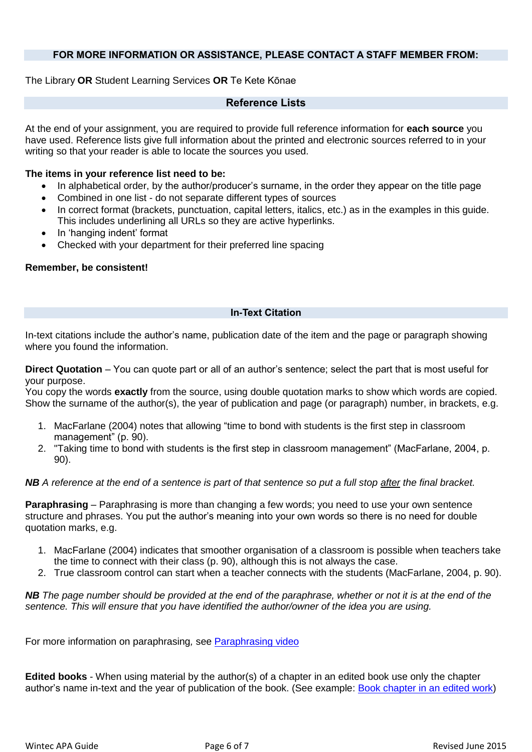**FOR MORE INFORMATION OR ASSISTANCE, PLEASE CONTACT A STAFF MEMBER FROM:**

The Library **OR** Student Learning Services **OR** Te Kete Kōnae

## Reference Lists

At the end of your assignment, you are required to provide full reference information for **each source** you have used. Reference lists give full information about the printed and electronic sources referred to in your writing so that your reader is able to locate the sources you used.

**The items in your reference list need to be:**

- In alphabetical order, by the author/producer's surname, in the order they appear on the title page
- Combined in one list - do not separate different types of sources
- In correct format (brackets, punctuation, capital letters, italics, etc.) as in the examples in this guide. This includes underlining all URLs so they are active hyperlinks.
- In 'hanging indent' format
- Checked with your department for their preferred line spacing

**Remember, be consistent!**

## In-Text Citation

In-text citations include the author's name, publication date of the item and the page or paragraph showing where you found the information.

**Direct Quotation** – You can quote part or all of an author's sentence; select the part that is most useful for your purpose.
You copy the words **exactly** from the source, using double quotation marks to show which words are copied. Show the surname of the author(s), the year of publication and page (or paragraph) number, in brackets, e.g.

1. MacFarlane (2004) notes that allowing "time to bond with students is the first step in classroom management" (p. 90).
2. "Taking time to bond with students is the first step in classroom management" (MacFarlane, 2004, p. 90).

***NB*** *A reference at the end of a sentence is part of that sentence so put a full stop* <u>*after*</u> *the final bracket.*

**Paraphrasing** – Paraphrasing is more than changing a few words; you need to use your own sentence structure and phrases. You put the author's meaning into your own words so there is no need for double quotation marks, e.g.

1. MacFarlane (2004) indicates that smoother organisation of a classroom is possible when teachers take the time to connect with their class (p. 90), although this is not always the case.
2. True classroom control can start when a teacher connects with the students (MacFarlane, 2004, p. 90).

***NB*** *The page number should be provided at the end of the paraphrase, whether or not it is at the end of the sentence. This will ensure that you have identified the author/owner of the idea you are using.*

For more information on paraphrasing, see [Paraphrasing video]

**Edited books** - When using material by the author(s) of a chapter in an edited book use only the chapter author's name in-text and the year of publication of the book. (See example: [Book chapter in an edited work])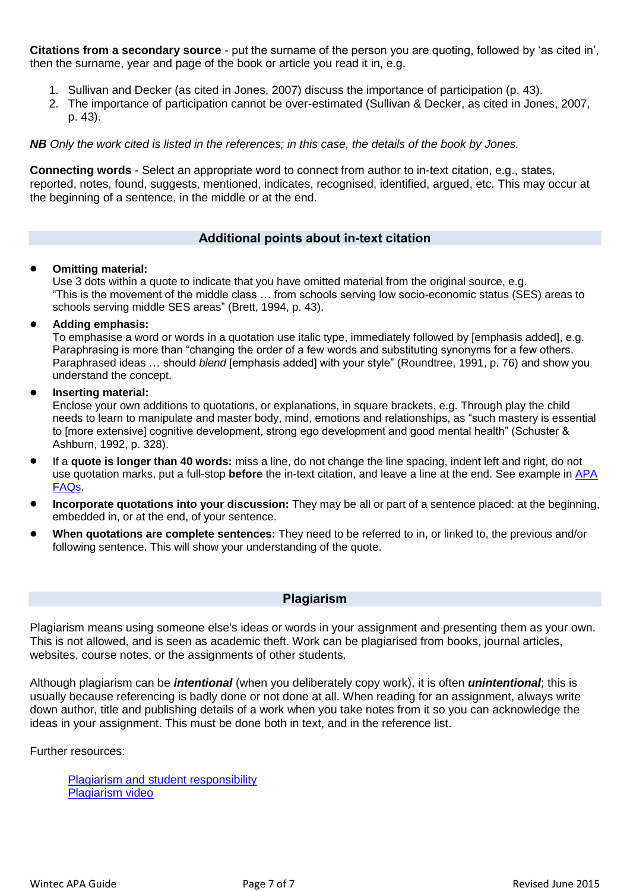**Citations from a secondary source** - put the surname of the person you are quoting, followed by 'as cited in', then the surname, year and page of the book or article you read it in, e.g.

1. Sullivan and Decker (as cited in Jones, 2007) discuss the importance of participation (p. 43).
2. The importance of participation cannot be over-estimated (Sullivan & Decker, as cited in Jones, 2007, p. 43).

***NB*** *Only the work cited is listed in the references; in this case, the details of the book by Jones.*

**Connecting words** - Select an appropriate word to connect from author to in-text citation, e.g., states, reported, notes, found, suggests, mentioned, indicates, recognised, identified, argued, etc. This may occur at the beginning of a sentence, in the middle or at the end.

## Additional points about in-text citation

- **Omitting material:**
  Use 3 dots within a quote to indicate that you have omitted material from the original source, e.g.
  "This is the movement of the middle class … from schools serving low socio-economic status (SES) areas to schools serving middle SES areas" (Brett, 1994, p. 43).
- **Adding emphasis:**
  To emphasise a word or words in a quotation use italic type, immediately followed by [emphasis added], e.g. Paraphrasing is more than "changing the order of a few words and substituting synonyms for a few others. Paraphrased ideas … should *blend* [emphasis added] with your style" (Roundtree, 1991, p. 76) and show you understand the concept.
- **Inserting material:**
  Enclose your own additions to quotations, or explanations, in square brackets, e.g. Through play the child needs to learn to manipulate and master body, mind, emotions and relationships, as "such mastery is essential to [more extensive] cognitive development, strong ego development and good mental health" (Schuster & Ashburn, 1992, p. 328).
- If a **quote is longer than 40 words:** miss a line, do not change the line spacing, indent left and right, do not use quotation marks, put a full-stop **before** the in-text citation, and leave a line at the end. See example in APA FAQs.
- **Incorporate quotations into your discussion:** They may be all or part of a sentence placed: at the beginning, embedded in, or at the end, of your sentence.
- **When quotations are complete sentences:** They need to be referred to in, or linked to, the previous and/or following sentence. This will show your understanding of the quote.

## Plagiarism

Plagiarism means using someone else's ideas or words in your assignment and presenting them as your own. This is not allowed, and is seen as academic theft. Work can be plagiarised from books, journal articles, websites, course notes, or the assignments of other students.

Although plagiarism can be ***intentional*** (when you deliberately copy work), it is often ***unintentional***; this is usually because referencing is badly done or not done at all. When reading for an assignment, always write down author, title and publishing details of a work when you take notes from it so you can acknowledge the ideas in your assignment. This must be done both in text, and in the reference list.

Further resources:

Plagiarism and student responsibility
Plagiarism video